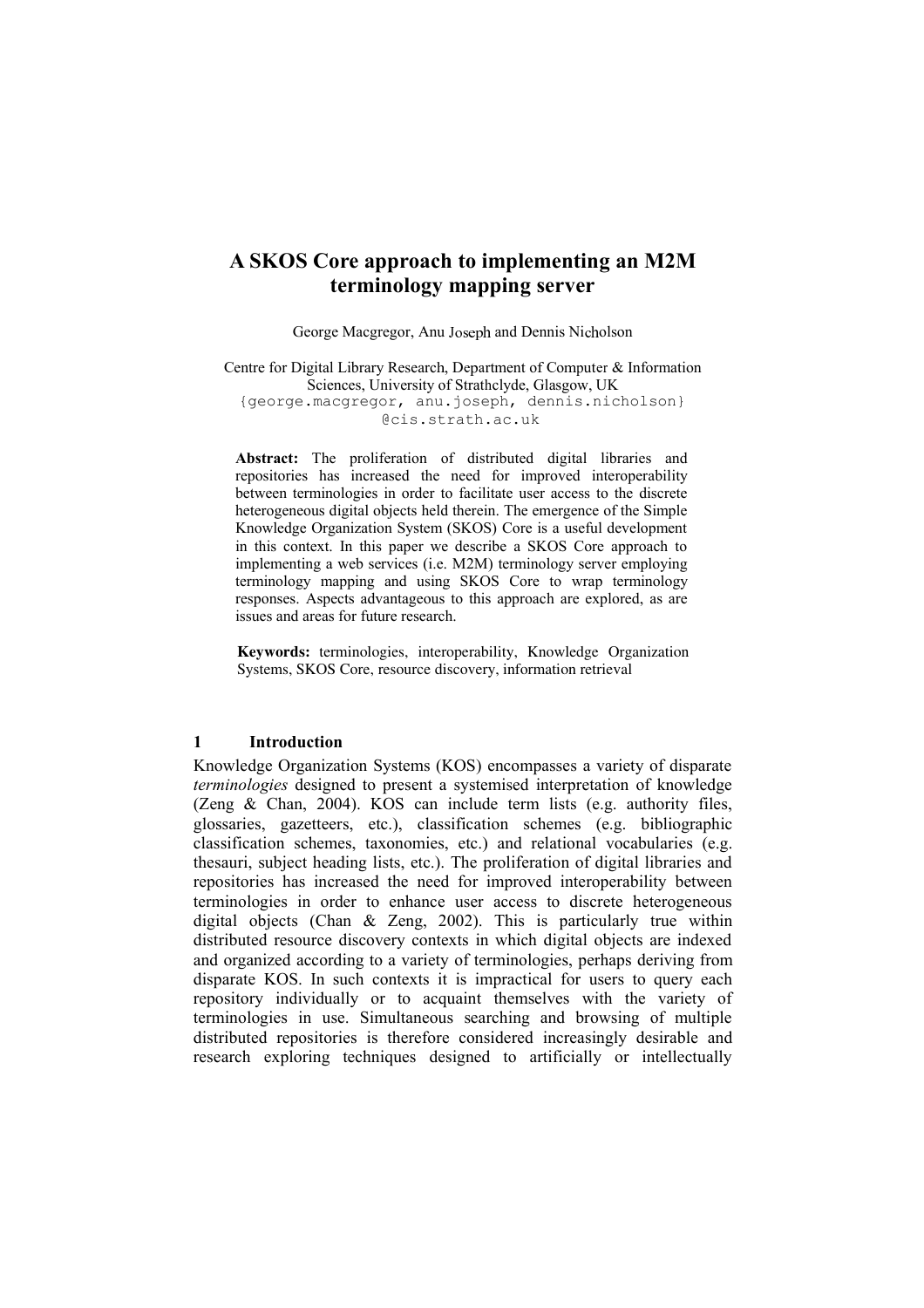# A SKOS Core approach to implementing an M2M terminology mapping server

George Macgregor, Anu Joseph and Dennis Nicholson

Centre for Digital Library Research, Department of Computer & Information Sciences, University of Strathclyde, Glasgow, UK
{george.macgregor, anu.joseph, dennis.nicholson}
@cis.strath.ac.uk

**Abstract:** The proliferation of distributed digital libraries and repositories has increased the need for improved interoperability between terminologies in order to facilitate user access to the discrete heterogeneous digital objects held therein. The emergence of the Simple Knowledge Organization System (SKOS) Core is a useful development in this context. In this paper we describe a SKOS Core approach to implementing a web services (i.e. M2M) terminology server employing terminology mapping and using SKOS Core to wrap terminology responses. Aspects advantageous to this approach are explored, as are issues and areas for future research.

**Keywords:** terminologies, interoperability, Knowledge Organization Systems, SKOS Core, resource discovery, information retrieval

## 1 Introduction

Knowledge Organization Systems (KOS) encompasses a variety of disparate *terminologies* designed to present a systemised interpretation of knowledge (Zeng & Chan, 2004). KOS can include term lists (e.g. authority files, glossaries, gazetteers, etc.), classification schemes (e.g. bibliographic classification schemes, taxonomies, etc.) and relational vocabularies (e.g. thesauri, subject heading lists, etc.). The proliferation of digital libraries and repositories has increased the need for improved interoperability between terminologies in order to enhance user access to discrete heterogeneous digital objects (Chan & Zeng, 2002). This is particularly true within distributed resource discovery contexts in which digital objects are indexed and organized according to a variety of terminologies, perhaps deriving from disparate KOS. In such contexts it is impractical for users to query each repository individually or to acquaint themselves with the variety of terminologies in use. Simultaneous searching and browsing of multiple distributed repositories is therefore considered increasingly desirable and research exploring techniques designed to artificially or intellectually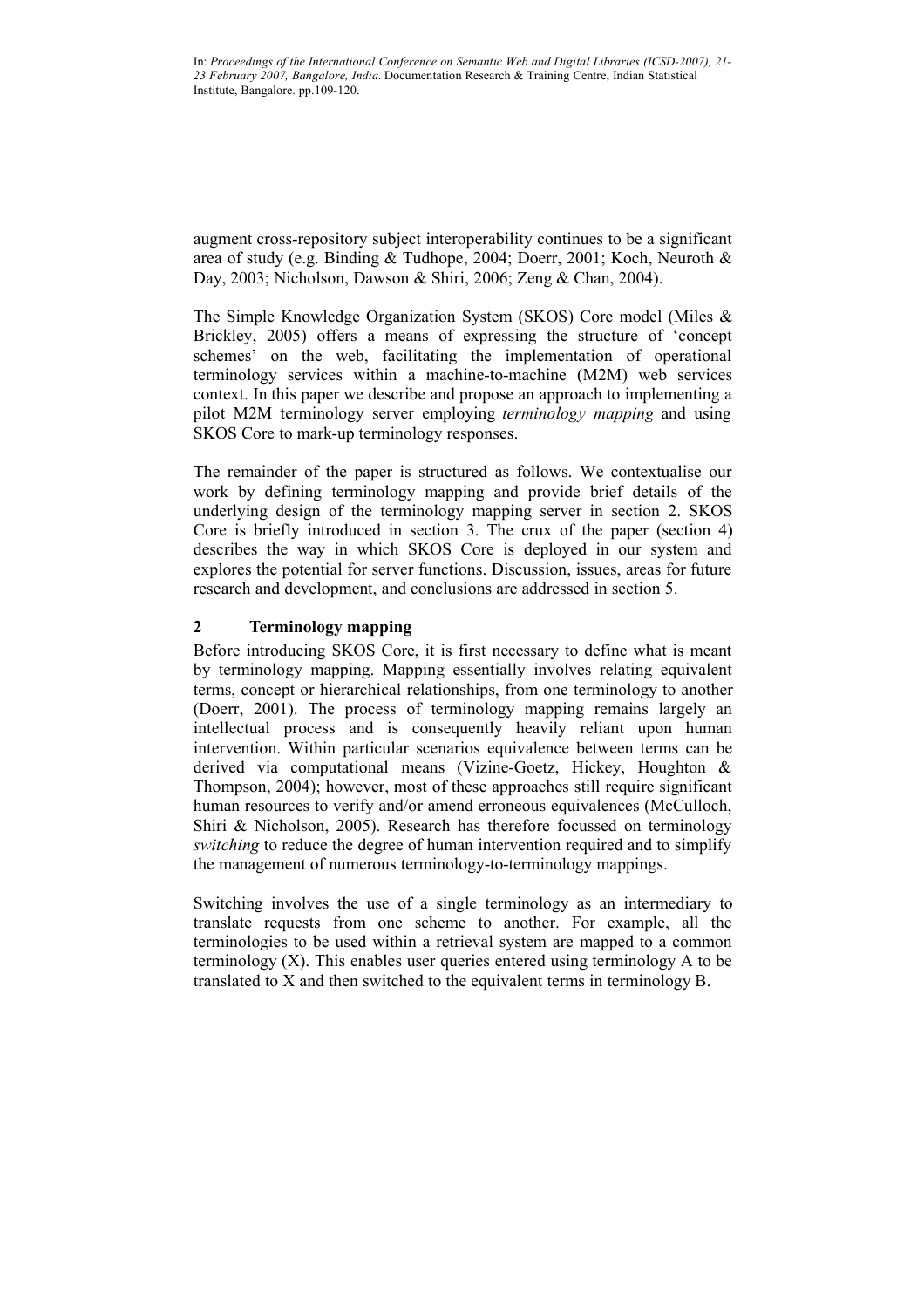augment cross-repository subject interoperability continues to be a significant area of study (e.g. Binding & Tudhope, 2004; Doerr, 2001; Koch, Neuroth & Day, 2003; Nicholson, Dawson & Shiri, 2006; Zeng & Chan, 2004).

The Simple Knowledge Organization System (SKOS) Core model (Miles & Brickley, 2005) offers a means of expressing the structure of 'concept schemes' on the web, facilitating the implementation of operational terminology services within a machine-to-machine (M2M) web services context. In this paper we describe and propose an approach to implementing a pilot M2M terminology server employing *terminology mapping* and using SKOS Core to mark-up terminology responses.

The remainder of the paper is structured as follows. We contextualise our work by defining terminology mapping and provide brief details of the underlying design of the terminology mapping server in section 2. SKOS Core is briefly introduced in section 3. The crux of the paper (section 4) describes the way in which SKOS Core is deployed in our system and explores the potential for server functions. Discussion, issues, areas for future research and development, and conclusions are addressed in section 5.

## 2 Terminology mapping

Before introducing SKOS Core, it is first necessary to define what is meant by terminology mapping. Mapping essentially involves relating equivalent terms, concept or hierarchical relationships, from one terminology to another (Doerr, 2001). The process of terminology mapping remains largely an intellectual process and is consequently heavily reliant upon human intervention. Within particular scenarios equivalence between terms can be derived via computational means (Vizine-Goetz, Hickey, Houghton & Thompson, 2004); however, most of these approaches still require significant human resources to verify and/or amend erroneous equivalences (McCulloch, Shiri & Nicholson, 2005). Research has therefore focussed on terminology *switching* to reduce the degree of human intervention required and to simplify the management of numerous terminology-to-terminology mappings.

Switching involves the use of a single terminology as an intermediary to translate requests from one scheme to another. For example, all the terminologies to be used within a retrieval system are mapped to a common terminology (X). This enables user queries entered using terminology A to be translated to X and then switched to the equivalent terms in terminology B.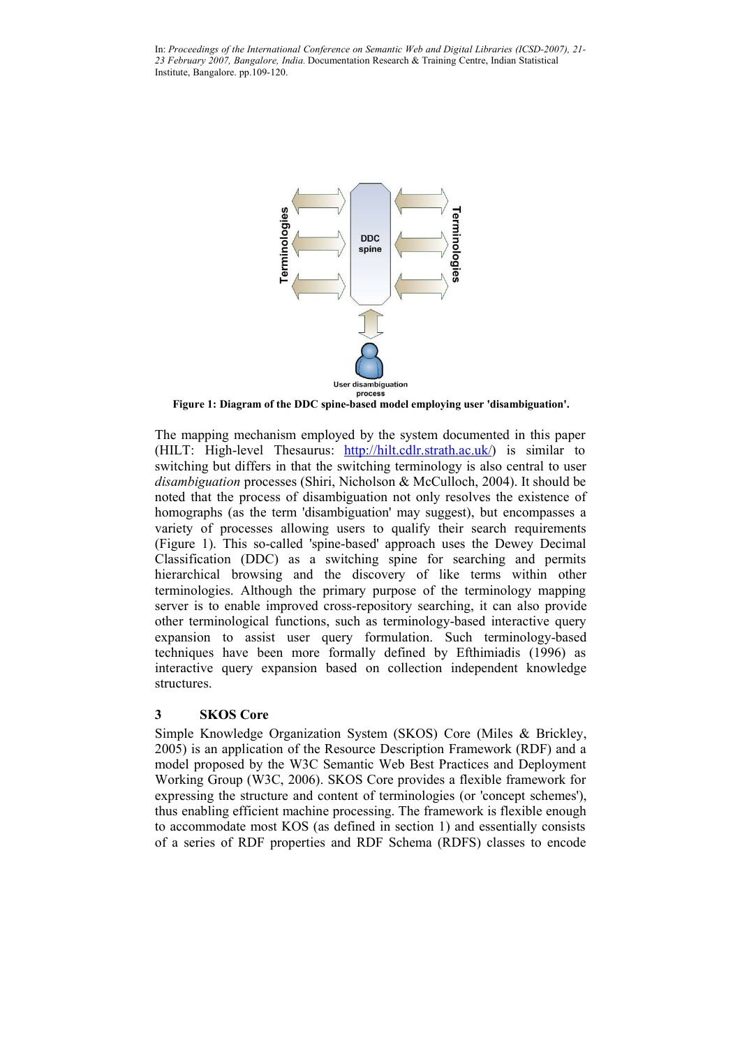**Figure 1: Diagram of the DDC spine-based model employing user 'disambiguation'.**

The mapping mechanism employed by the system documented in this paper (HILT: High-level Thesaurus: http://hilt.cdlr.strath.ac.uk/) is similar to switching but differs in that the switching terminology is also central to user *disambiguation* processes (Shiri, Nicholson & McCulloch, 2004). It should be noted that the process of disambiguation not only resolves the existence of homographs (as the term 'disambiguation' may suggest), but encompasses a variety of processes allowing users to qualify their search requirements (Figure 1). This so-called 'spine-based' approach uses the Dewey Decimal Classification (DDC) as a switching spine for searching and permits hierarchical browsing and the discovery of like terms within other terminologies. Although the primary purpose of the terminology mapping server is to enable improved cross-repository searching, it can also provide other terminological functions, such as terminology-based interactive query expansion to assist user query formulation. Such terminology-based techniques have been more formally defined by Efthimiadis (1996) as interactive query expansion based on collection independent knowledge structures.

## 3 SKOS Core

Simple Knowledge Organization System (SKOS) Core (Miles & Brickley, 2005) is an application of the Resource Description Framework (RDF) and a model proposed by the W3C Semantic Web Best Practices and Deployment Working Group (W3C, 2006). SKOS Core provides a flexible framework for expressing the structure and content of terminologies (or 'concept schemes'), thus enabling efficient machine processing. The framework is flexible enough to accommodate most KOS (as defined in section 1) and essentially consists of a series of RDF properties and RDF Schema (RDFS) classes to encode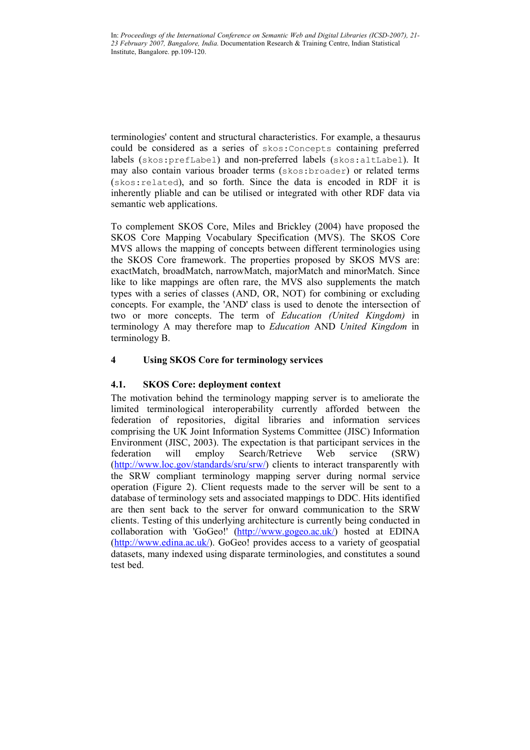terminologies' content and structural characteristics. For example, a thesaurus could be considered as a series of `skos:Concepts` containing preferred labels (`skos:prefLabel`) and non-preferred labels (`skos:altLabel`). It may also contain various broader terms (`skos:broader`) or related terms (`skos:related`), and so forth. Since the data is encoded in RDF it is inherently pliable and can be utilised or integrated with other RDF data via semantic web applications.

To complement SKOS Core, Miles and Brickley (2004) have proposed the SKOS Core Mapping Vocabulary Specification (MVS). The SKOS Core MVS allows the mapping of concepts between different terminologies using the SKOS Core framework. The properties proposed by SKOS MVS are: exactMatch, broadMatch, narrowMatch, majorMatch and minorMatch. Since like to like mappings are often rare, the MVS also supplements the match types with a series of classes (AND, OR, NOT) for combining or excluding concepts. For example, the 'AND' class is used to denote the intersection of two or more concepts. The term of *Education (United Kingdom)* in terminology A may therefore map to *Education* AND *United Kingdom* in terminology B.

## 4 Using SKOS Core for terminology services

### 4.1. SKOS Core: deployment context

The motivation behind the terminology mapping server is to ameliorate the limited terminological interoperability currently afforded between the federation of repositories, digital libraries and information services comprising the UK Joint Information Systems Committee (JISC) Information Environment (JISC, 2003). The expectation is that participant services in the federation will employ Search/Retrieve Web service (SRW) (http://www.loc.gov/standards/sru/srw/) clients to interact transparently with the SRW compliant terminology mapping server during normal service operation (Figure 2). Client requests made to the server will be sent to a database of terminology sets and associated mappings to DDC. Hits identified are then sent back to the server for onward communication to the SRW clients. Testing of this underlying architecture is currently being conducted in collaboration with 'GoGeo!' (http://www.gogeo.ac.uk/) hosted at EDINA (http://www.edina.ac.uk/). GoGeo! provides access to a variety of geospatial datasets, many indexed using disparate terminologies, and constitutes a sound test bed.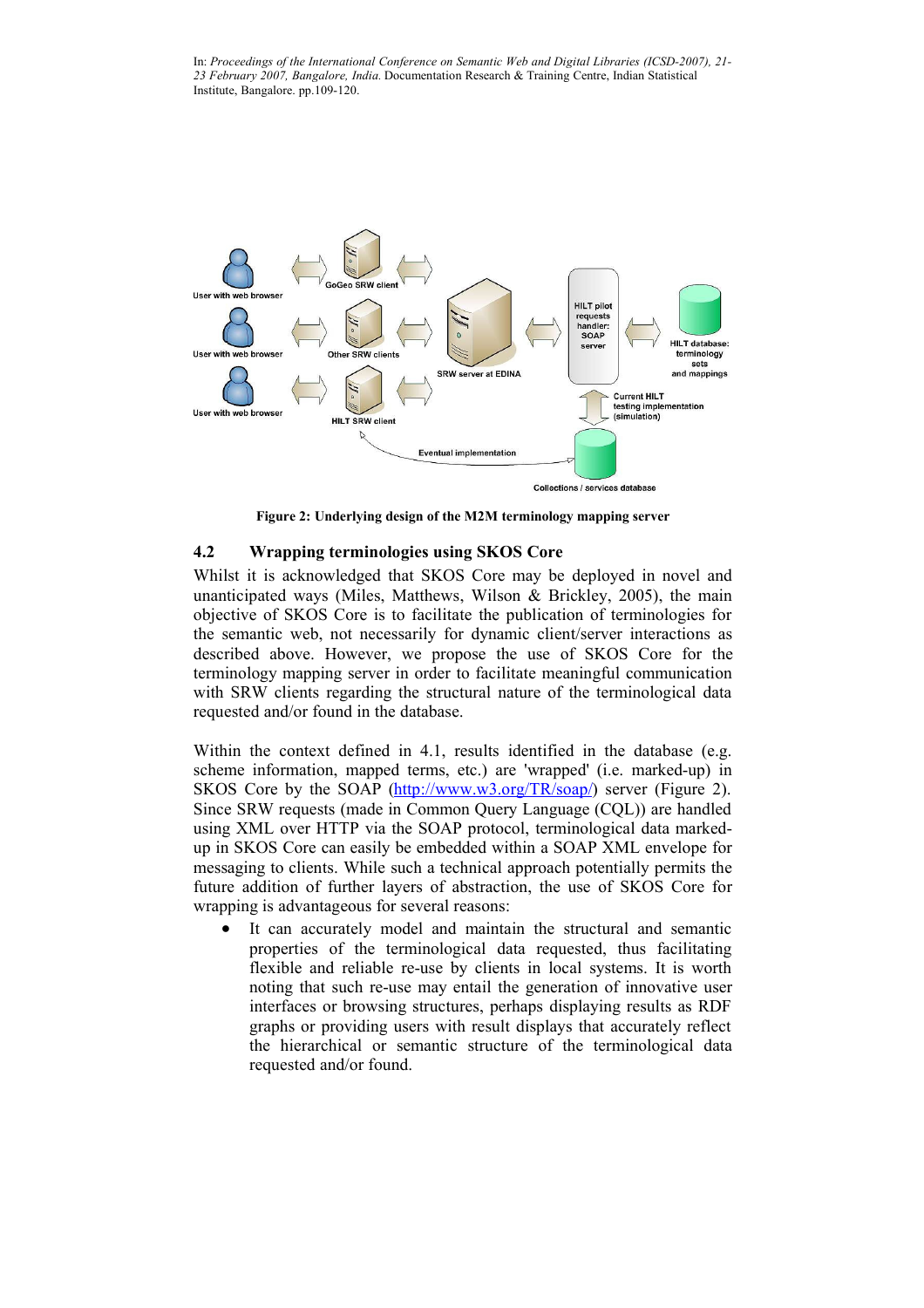In: *Proceedings of the International Conference on Semantic Web and Digital Libraries (ICSD-2007), 21-23 February 2007, Bangalore, India.* Documentation Research & Training Centre, Indian Statistical Institute, Bangalore. pp.109-120.

**Figure 2: Underlying design of the M2M terminology mapping server**

## 4.2 Wrapping terminologies using SKOS Core

Whilst it is acknowledged that SKOS Core may be deployed in novel and unanticipated ways (Miles, Matthews, Wilson & Brickley, 2005), the main objective of SKOS Core is to facilitate the publication of terminologies for the semantic web, not necessarily for dynamic client/server interactions as described above. However, we propose the use of SKOS Core for the terminology mapping server in order to facilitate meaningful communication with SRW clients regarding the structural nature of the terminological data requested and/or found in the database.

Within the context defined in 4.1, results identified in the database (e.g. scheme information, mapped terms, etc.) are 'wrapped' (i.e. marked-up) in SKOS Core by the SOAP (http://www.w3.org/TR/soap/) server (Figure 2). Since SRW requests (made in Common Query Language (CQL)) are handled using XML over HTTP via the SOAP protocol, terminological data marked-up in SKOS Core can easily be embedded within a SOAP XML envelope for messaging to clients. While such a technical approach potentially permits the future addition of further layers of abstraction, the use of SKOS Core for wrapping is advantageous for several reasons:

- It can accurately model and maintain the structural and semantic properties of the terminological data requested, thus facilitating flexible and reliable re-use by clients in local systems. It is worth noting that such re-use may entail the generation of innovative user interfaces or browsing structures, perhaps displaying results as RDF graphs or providing users with result displays that accurately reflect the hierarchical or semantic structure of the terminological data requested and/or found.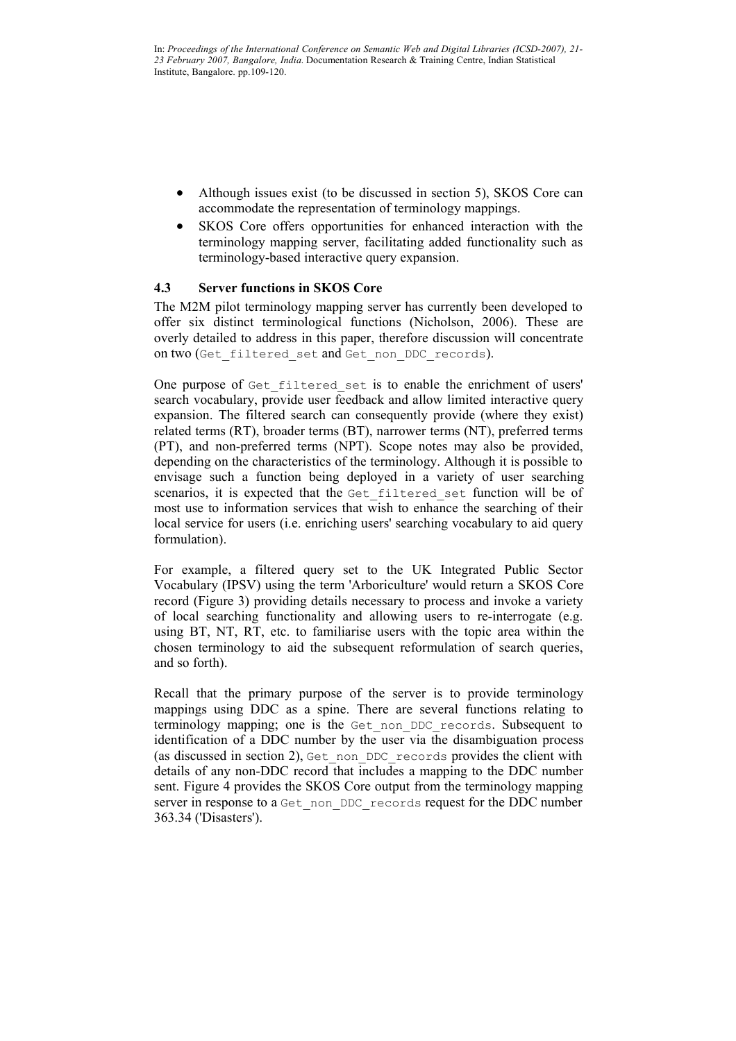- Although issues exist (to be discussed in section 5), SKOS Core can accommodate the representation of terminology mappings.
- SKOS Core offers opportunities for enhanced interaction with the terminology mapping server, facilitating added functionality such as terminology-based interactive query expansion.

### 4.3 Server functions in SKOS Core

The M2M pilot terminology mapping server has currently been developed to offer six distinct terminological functions (Nicholson, 2006). These are overly detailed to address in this paper, therefore discussion will concentrate on two (`Get_filtered_set` and `Get_non_DDC_records`).

One purpose of `Get_filtered_set` is to enable the enrichment of users' search vocabulary, provide user feedback and allow limited interactive query expansion. The filtered search can consequently provide (where they exist) related terms (RT), broader terms (BT), narrower terms (NT), preferred terms (PT), and non-preferred terms (NPT). Scope notes may also be provided, depending on the characteristics of the terminology. Although it is possible to envisage such a function being deployed in a variety of user searching scenarios, it is expected that the `Get_filtered_set` function will be of most use to information services that wish to enhance the searching of their local service for users (i.e. enriching users' searching vocabulary to aid query formulation).

For example, a filtered query set to the UK Integrated Public Sector Vocabulary (IPSV) using the term 'Arboriculture' would return a SKOS Core record (Figure 3) providing details necessary to process and invoke a variety of local searching functionality and allowing users to re-interrogate (e.g. using BT, NT, RT, etc. to familiarise users with the topic area within the chosen terminology to aid the subsequent reformulation of search queries, and so forth).

Recall that the primary purpose of the server is to provide terminology mappings using DDC as a spine. There are several functions relating to terminology mapping; one is the `Get_non_DDC_records`. Subsequent to identification of a DDC number by the user via the disambiguation process (as discussed in section 2), `Get_non_DDC_records` provides the client with details of any non-DDC record that includes a mapping to the DDC number sent. Figure 4 provides the SKOS Core output from the terminology mapping server in response to a `Get_non_DDC_records` request for the DDC number 363.34 ('Disasters').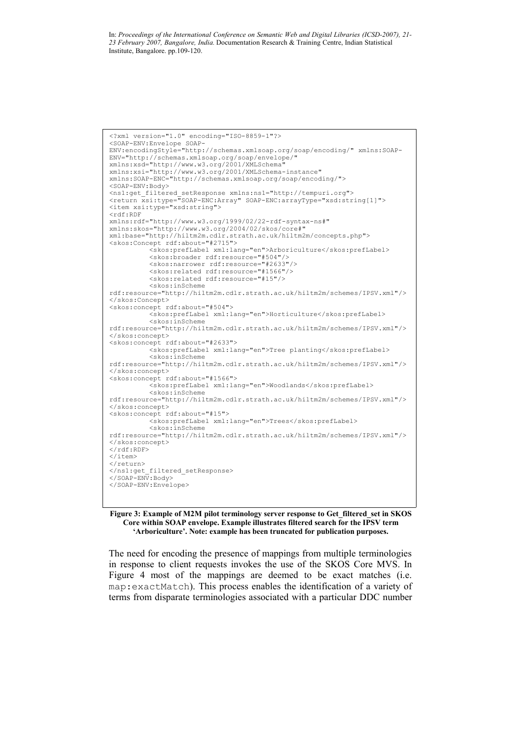```
<?xml version="1.0" encoding="ISO-8859-1"?>
<SOAP-ENV:Envelope SOAP-
ENV:encodingStyle="http://schemas.xmlsoap.org/soap/encoding/" xmlns:SOAP-
ENV="http://schemas.xmlsoap.org/soap/envelope/"
xmlns:xsd="http://www.w3.org/2001/XMLSchema"
xmlns:xsi="http://www.w3.org/2001/XMLSchema-instance"
xmlns:SOAP-ENC="http://schemas.xmlsoap.org/soap/encoding/">
<SOAP-ENV:Body>
<ns1:get_filtered_setResponse xmlns:ns1="http://tempuri.org">
<return xsi:type="SOAP-ENC:Array" SOAP-ENC:arrayType="xsd:string[1]">
<item xsi:type="xsd:string">
<rdf:RDF
xmlns:rdf="http://www.w3.org/1999/02/22-rdf-syntax-ns#"
xmlns:skos="http://www.w3.org/2004/02/skos/core#"
xml:base="http://hiltm2m.cdlr.strath.ac.uk/hiltm2m/concepts.php">
<skos:Concept rdf:about="#2715">
        <skos:prefLabel xml:lang="en">Arboriculture</skos:prefLabel>
        <skos:broader rdf:resource="#504"/>
        <skos:narrower rdf:resource="#2633"/>
        <skos:related rdf:resource="#1566"/>
        <skos:related rdf:resource="#15"/>
        <skos:inScheme
rdf:resource="http://hiltm2m.cdlr.strath.ac.uk/hiltm2m/schemes/IPSV.xml"/>
</skos:Concept>
<skos:concept rdf:about="#504">
        <skos:prefLabel xml:lang="en">Horticulture</skos:prefLabel>
        <skos:inScheme
rdf:resource="http://hiltm2m.cdlr.strath.ac.uk/hiltm2m/schemes/IPSV.xml"/>
</skos:concept>
<skos:concept rdf:about="#2633">
        <skos:prefLabel xml:lang="en">Tree planting</skos:prefLabel>
        <skos:inScheme
rdf:resource="http://hiltm2m.cdlr.strath.ac.uk/hiltm2m/schemes/IPSV.xml"/>
</skos:concept>
<skos:concept rdf:about="#1566">
        <skos:prefLabel xml:lang="en">Woodlands</skos:prefLabel>
        <skos:inScheme
rdf:resource="http://hiltm2m.cdlr.strath.ac.uk/hiltm2m/schemes/IPSV.xml"/>
</skos:concept>
<skos:concept rdf:about="#15">
        <skos:prefLabel xml:lang="en">Trees</skos:prefLabel>
        <skos:inScheme
rdf:resource="http://hiltm2m.cdlr.strath.ac.uk/hiltm2m/schemes/IPSV.xml"/>
</skos:concept>
</rdf:RDF>
</item>
</return>
</ns1:get_filtered_setResponse>
</SOAP-ENV:Body>
</SOAP-ENV:Envelope>
```

**Figure 3: Example of M2M pilot terminology server response to Get_filtered_set in SKOS Core within SOAP envelope. Example illustrates filtered search for the IPSV term 'Arboriculture'. Note: example has been truncated for publication purposes.**

The need for encoding the presence of mappings from multiple terminologies in response to client requests invokes the use of the SKOS Core MVS. In Figure 4 most of the mappings are deemed to be exact matches (i.e. `map:exactMatch`). This process enables the identification of a variety of terms from disparate terminologies associated with a particular DDC number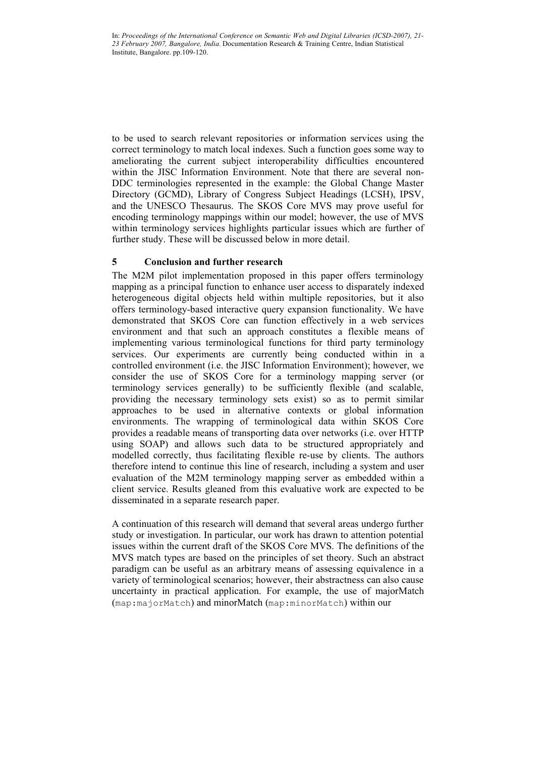to be used to search relevant repositories or information services using the correct terminology to match local indexes. Such a function goes some way to ameliorating the current subject interoperability difficulties encountered within the JISC Information Environment. Note that there are several non-DDC terminologies represented in the example: the Global Change Master Directory (GCMD), Library of Congress Subject Headings (LCSH), IPSV, and the UNESCO Thesaurus. The SKOS Core MVS may prove useful for encoding terminology mappings within our model; however, the use of MVS within terminology services highlights particular issues which are further of further study. These will be discussed below in more detail.

## 5 Conclusion and further research

The M2M pilot implementation proposed in this paper offers terminology mapping as a principal function to enhance user access to disparately indexed heterogeneous digital objects held within multiple repositories, but it also offers terminology-based interactive query expansion functionality. We have demonstrated that SKOS Core can function effectively in a web services environment and that such an approach constitutes a flexible means of implementing various terminological functions for third party terminology services. Our experiments are currently being conducted within in a controlled environment (i.e. the JISC Information Environment); however, we consider the use of SKOS Core for a terminology mapping server (or terminology services generally) to be sufficiently flexible (and scalable, providing the necessary terminology sets exist) so as to permit similar approaches to be used in alternative contexts or global information environments. The wrapping of terminological data within SKOS Core provides a readable means of transporting data over networks (i.e. over HTTP using SOAP) and allows such data to be structured appropriately and modelled correctly, thus facilitating flexible re-use by clients. The authors therefore intend to continue this line of research, including a system and user evaluation of the M2M terminology mapping server as embedded within a client service. Results gleaned from this evaluative work are expected to be disseminated in a separate research paper.

A continuation of this research will demand that several areas undergo further study or investigation. In particular, our work has drawn to attention potential issues within the current draft of the SKOS Core MVS. The definitions of the MVS match types are based on the principles of set theory. Such an abstract paradigm can be useful as an arbitrary means of assessing equivalence in a variety of terminological scenarios; however, their abstractness can also cause uncertainty in practical application. For example, the use of majorMatch (`map:majorMatch`) and minorMatch (`map:minorMatch`) within our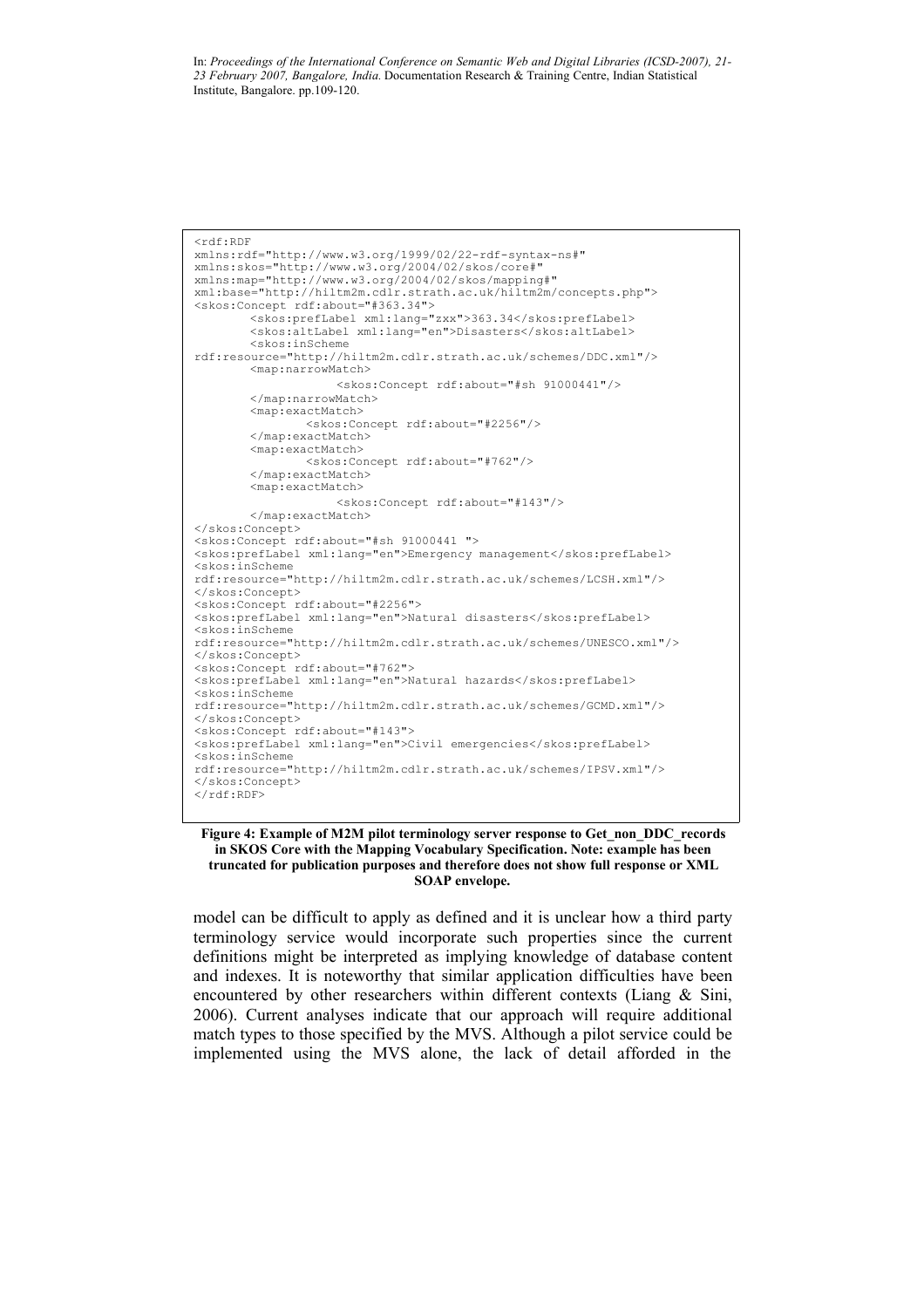```
<rdf:RDF
xmlns:rdf="http://www.w3.org/1999/02/22-rdf-syntax-ns#"
xmlns:skos="http://www.w3.org/2004/02/skos/core#"
xmlns:map="http://www.w3.org/2004/02/skos/mapping#"
xml:base="http://hiltm2m.cdlr.strath.ac.uk/hiltm2m/concepts.php">
<skos:Concept rdf:about="#363.34">
        <skos:prefLabel xml:lang="zxx">363.34</skos:prefLabel>
        <skos:altLabel xml:lang="en">Disasters</skos:altLabel>
        <skos:inScheme
rdf:resource="http://hiltm2m.cdlr.strath.ac.uk/schemes/DDC.xml"/>
        <map:narrowMatch>
                    <skos:Concept rdf:about="#sh 91000441"/>
        </map:narrowMatch>
        <map:exactMatch>
                <skos:Concept rdf:about="#2256"/>
        </map:exactMatch>
        <map:exactMatch>
                <skos:Concept rdf:about="#762"/>
        </map:exactMatch>
        <map:exactMatch>
                    <skos:Concept rdf:about="#143"/>
        </map:exactMatch>
</skos:Concept>
<skos:Concept rdf:about="#sh 91000441 ">
<skos:prefLabel xml:lang="en">Emergency management</skos:prefLabel>
<skos:inScheme
rdf:resource="http://hiltm2m.cdlr.strath.ac.uk/schemes/LCSH.xml"/>
</skos:Concept>
<skos:Concept rdf:about="#2256">
<skos:prefLabel xml:lang="en">Natural disasters</skos:prefLabel>
<skos:inScheme
rdf:resource="http://hiltm2m.cdlr.strath.ac.uk/schemes/UNESCO.xml"/>
</skos:Concept>
<skos:Concept rdf:about="#762">
<skos:prefLabel xml:lang="en">Natural hazards</skos:prefLabel>
<skos:inScheme
rdf:resource="http://hiltm2m.cdlr.strath.ac.uk/schemes/GCMD.xml"/>
</skos:Concept>
<skos:Concept rdf:about="#143">
<skos:prefLabel xml:lang="en">Civil emergencies</skos:prefLabel>
<skos:inScheme
rdf:resource="http://hiltm2m.cdlr.strath.ac.uk/schemes/IPSV.xml"/>
</skos:Concept>
</rdf:RDF>
```

**Figure 4: Example of M2M pilot terminology server response to Get_non_DDC_records in SKOS Core with the Mapping Vocabulary Specification. Note: example has been truncated for publication purposes and therefore does not show full response or XML SOAP envelope.**

model can be difficult to apply as defined and it is unclear how a third party terminology service would incorporate such properties since the current definitions might be interpreted as implying knowledge of database content and indexes. It is noteworthy that similar application difficulties have been encountered by other researchers within different contexts (Liang & Sini, 2006). Current analyses indicate that our approach will require additional match types to those specified by the MVS. Although a pilot service could be implemented using the MVS alone, the lack of detail afforded in the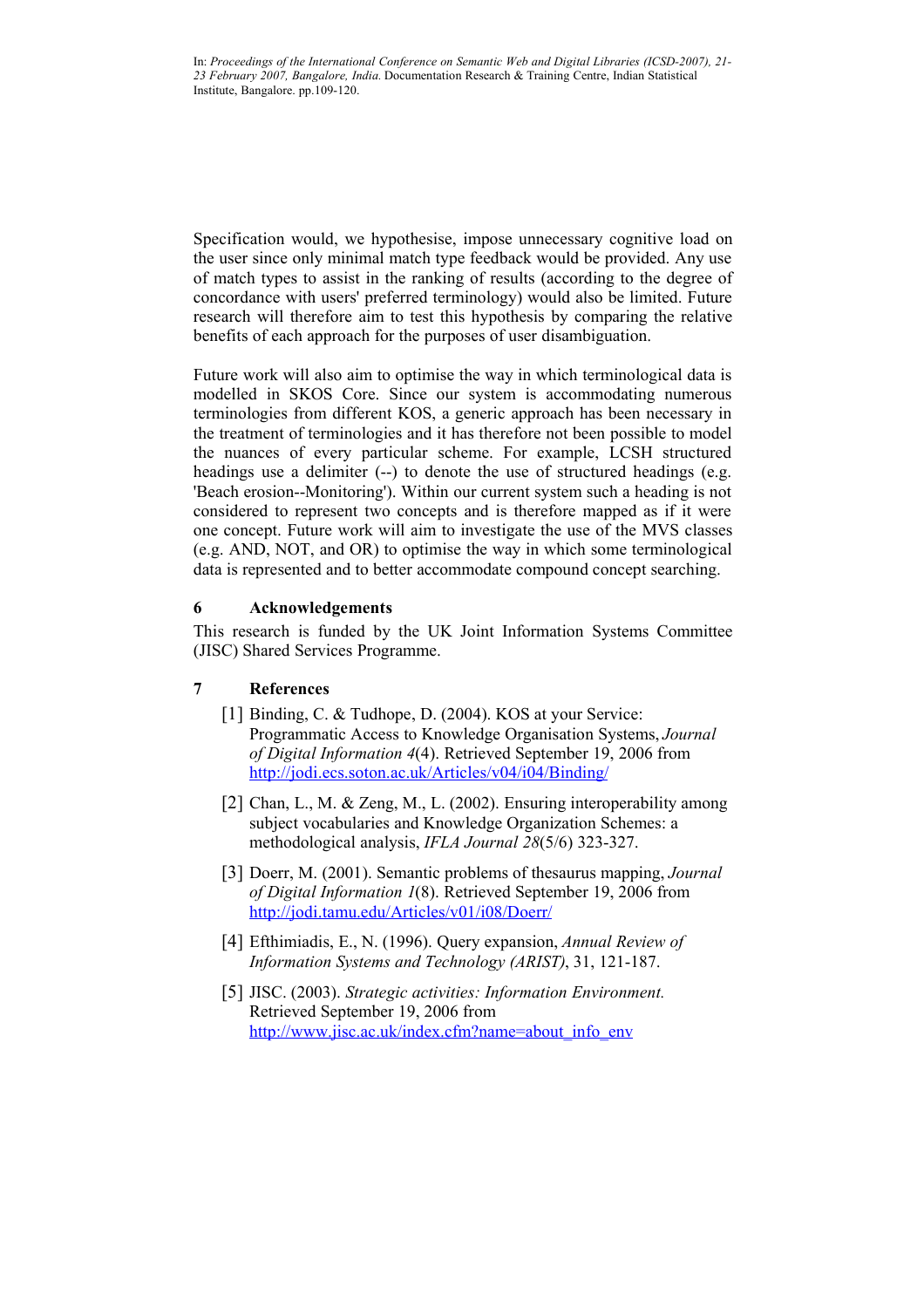Specification would, we hypothesise, impose unnecessary cognitive load on the user since only minimal match type feedback would be provided. Any use of match types to assist in the ranking of results (according to the degree of concordance with users' preferred terminology) would also be limited. Future research will therefore aim to test this hypothesis by comparing the relative benefits of each approach for the purposes of user disambiguation.

Future work will also aim to optimise the way in which terminological data is modelled in SKOS Core. Since our system is accommodating numerous terminologies from different KOS, a generic approach has been necessary in the treatment of terminologies and it has therefore not been possible to model the nuances of every particular scheme. For example, LCSH structured headings use a delimiter (--) to denote the use of structured headings (e.g. 'Beach erosion--Monitoring'). Within our current system such a heading is not considered to represent two concepts and is therefore mapped as if it were one concept. Future work will aim to investigate the use of the MVS classes (e.g. AND, NOT, and OR) to optimise the way in which some terminological data is represented and to better accommodate compound concept searching.

## 6 Acknowledgements

This research is funded by the UK Joint Information Systems Committee (JISC) Shared Services Programme.

## 7 References

[1] Binding, C. & Tudhope, D. (2004). KOS at your Service: Programmatic Access to Knowledge Organisation Systems, *Journal of Digital Information 4*(4). Retrieved September 19, 2006 from http://jodi.ecs.soton.ac.uk/Articles/v04/i04/Binding/

[2] Chan, L., M. & Zeng, M., L. (2002). Ensuring interoperability among subject vocabularies and Knowledge Organization Schemes: a methodological analysis, *IFLA Journal 28*(5/6) 323-327.

[3] Doerr, M. (2001). Semantic problems of thesaurus mapping, *Journal of Digital Information 1*(8). Retrieved September 19, 2006 from http://jodi.tamu.edu/Articles/v01/i08/Doerr/

[4] Efthimiadis, E., N. (1996). Query expansion, *Annual Review of Information Systems and Technology (ARIST)*, 31, 121-187.

[5] JISC. (2003). *Strategic activities: Information Environment.* Retrieved September 19, 2006 from http://www.jisc.ac.uk/index.cfm?name=about_info_env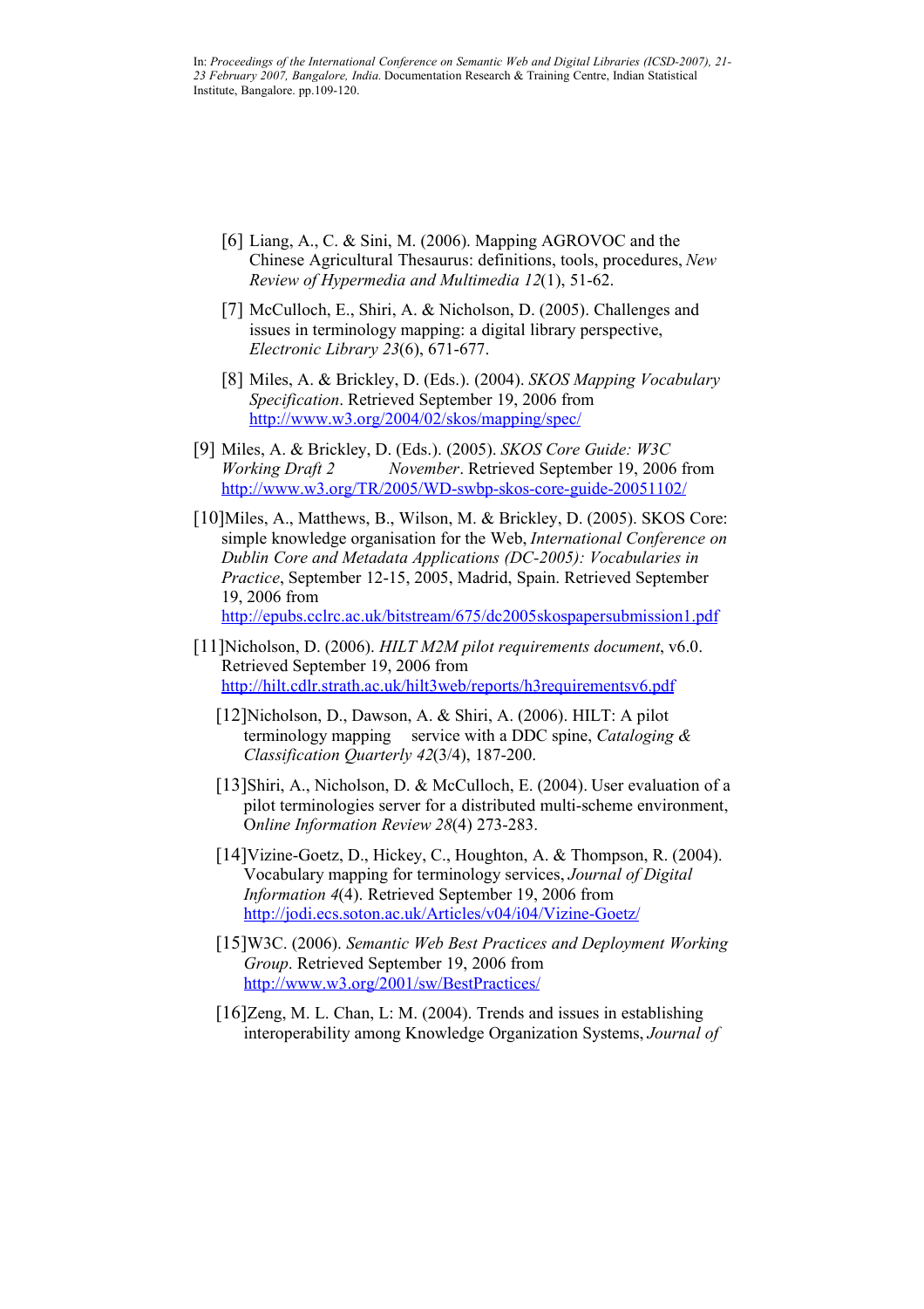[6] Liang, A., C. & Sini, M. (2006). Mapping AGROVOC and the Chinese Agricultural Thesaurus: definitions, tools, procedures, *New Review of Hypermedia and Multimedia 12*(1), 51-62.

[7] McCulloch, E., Shiri, A. & Nicholson, D. (2005). Challenges and issues in terminology mapping: a digital library perspective, *Electronic Library 23*(6), 671-677.

[8] Miles, A. & Brickley, D. (Eds.). (2004). *SKOS Mapping Vocabulary Specification*. Retrieved September 19, 2006 from http://www.w3.org/2004/02/skos/mapping/spec/

[9] Miles, A. & Brickley, D. (Eds.). (2005). *SKOS Core Guide: W3C Working Draft 2 November*. Retrieved September 19, 2006 from http://www.w3.org/TR/2005/WD-swbp-skos-core-guide-20051102/

[10] Miles, A., Matthews, B., Wilson, M. & Brickley, D. (2005). SKOS Core: simple knowledge organisation for the Web, *International Conference on Dublin Core and Metadata Applications (DC-2005): Vocabularies in Practice*, September 12-15, 2005, Madrid, Spain. Retrieved September 19, 2006 from http://epubs.cclrc.ac.uk/bitstream/675/dc2005skospapersubmission1.pdf

[11] Nicholson, D. (2006). *HILT M2M pilot requirements document*, v6.0. Retrieved September 19, 2006 from http://hilt.cdlr.strath.ac.uk/hilt3web/reports/h3requirementsv6.pdf

[12] Nicholson, D., Dawson, A. & Shiri, A. (2006). HILT: A pilot terminology mapping service with a DDC spine, *Cataloging & Classification Quarterly 42*(3/4), 187-200.

[13] Shiri, A., Nicholson, D. & McCulloch, E. (2004). User evaluation of a pilot terminologies server for a distributed multi-scheme environment, *Online Information Review 28*(4) 273-283.

[14] Vizine-Goetz, D., Hickey, C., Houghton, A. & Thompson, R. (2004). Vocabulary mapping for terminology services, *Journal of Digital Information 4*(4). Retrieved September 19, 2006 from http://jodi.ecs.soton.ac.uk/Articles/v04/i04/Vizine-Goetz/

[15] W3C. (2006). *Semantic Web Best Practices and Deployment Working Group*. Retrieved September 19, 2006 from http://www.w3.org/2001/sw/BestPractices/

[16] Zeng, M. L. Chan, L: M. (2004). Trends and issues in establishing interoperability among Knowledge Organization Systems, *Journal of*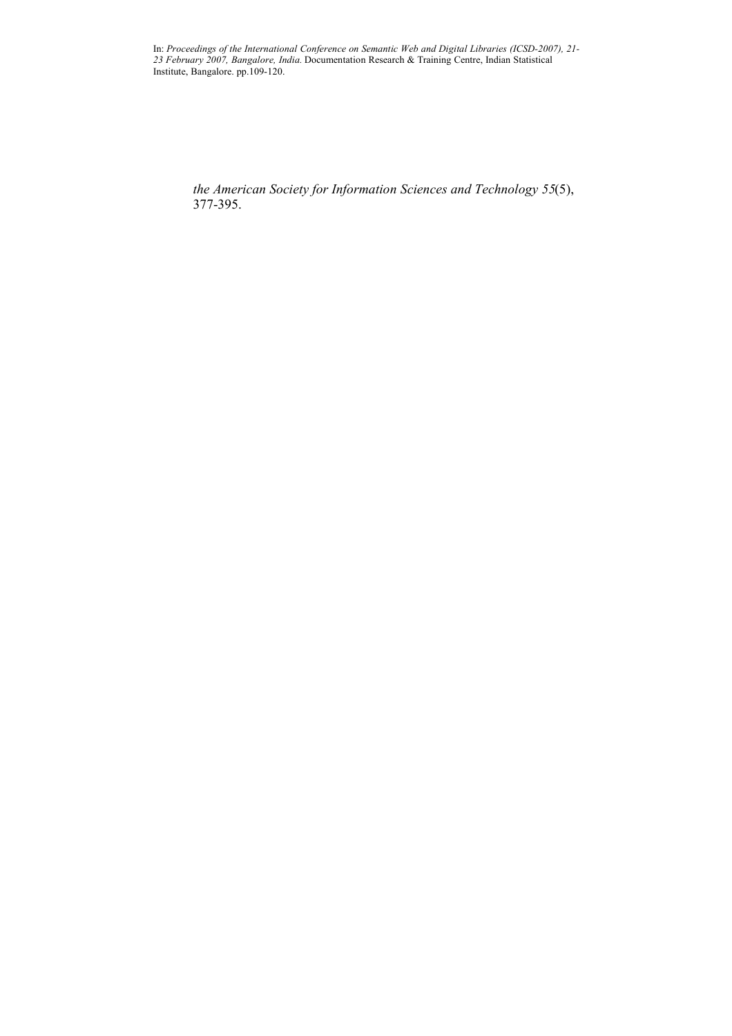*the American Society for Information Sciences and Technology 55*(5), 377-395.